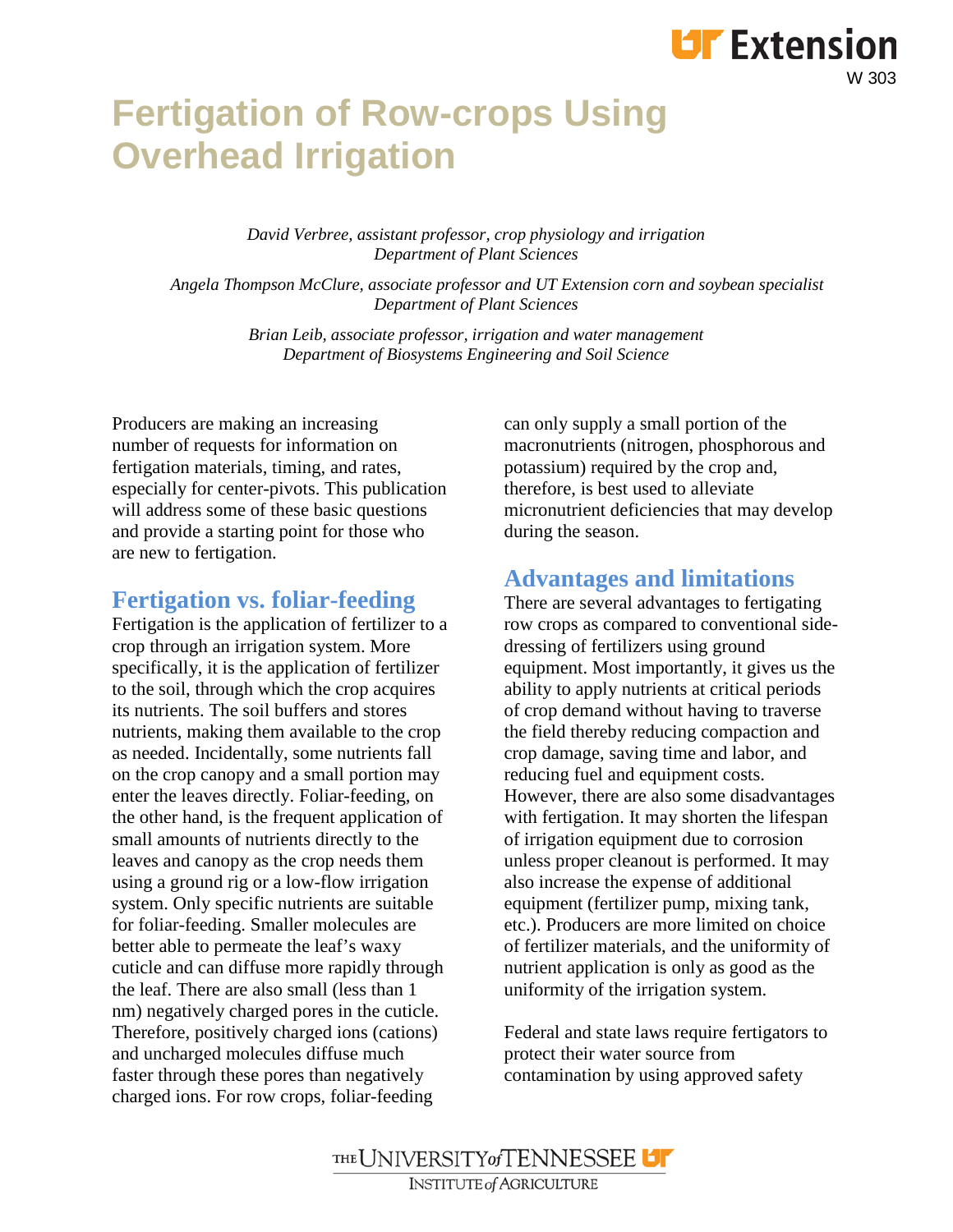W 303

# Fertigation of Row-crops Using Overhead Irrigation

*David Verbree, assistant professor, crop physiology and irrigation*
*Department of Plant Sciences*

*Angela Thompson McClure, associate professor and UT Extension corn and soybean specialist*
*Department of Plant Sciences*

*Brian Leib, associate professor, irrigation and water management*
*Department of Biosystems Engineering and Soil Science*

Producers are making an increasing number of requests for information on fertigation materials, timing, and rates, especially for center-pivots. This publication will address some of these basic questions and provide a starting point for those who are new to fertigation.

## Fertigation vs. foliar-feeding

Fertigation is the application of fertilizer to a crop through an irrigation system. More specifically, it is the application of fertilizer to the soil, through which the crop acquires its nutrients. The soil buffers and stores nutrients, making them available to the crop as needed. Incidentally, some nutrients fall on the crop canopy and a small portion may enter the leaves directly. Foliar-feeding, on the other hand, is the frequent application of small amounts of nutrients directly to the leaves and canopy as the crop needs them using a ground rig or a low-flow irrigation system. Only specific nutrients are suitable for foliar-feeding. Smaller molecules are better able to permeate the leaf's waxy cuticle and can diffuse more rapidly through the leaf. There are also small (less than 1 nm) negatively charged pores in the cuticle. Therefore, positively charged ions (cations) and uncharged molecules diffuse much faster through these pores than negatively charged ions. For row crops, foliar-feeding can only supply a small portion of the macronutrients (nitrogen, phosphorous and potassium) required by the crop and, therefore, is best used to alleviate micronutrient deficiencies that may develop during the season.

## Advantages and limitations

There are several advantages to fertigating row crops as compared to conventional side-dressing of fertilizers using ground equipment. Most importantly, it gives us the ability to apply nutrients at critical periods of crop demand without having to traverse the field thereby reducing compaction and crop damage, saving time and labor, and reducing fuel and equipment costs. However, there are also some disadvantages with fertigation. It may shorten the lifespan of irrigation equipment due to corrosion unless proper cleanout is performed. It may also increase the expense of additional equipment (fertilizer pump, mixing tank, etc.). Producers are more limited on choice of fertilizer materials, and the uniformity of nutrient application is only as good as the uniformity of the irrigation system.

Federal and state laws require fertigators to protect their water source from contamination by using approved safety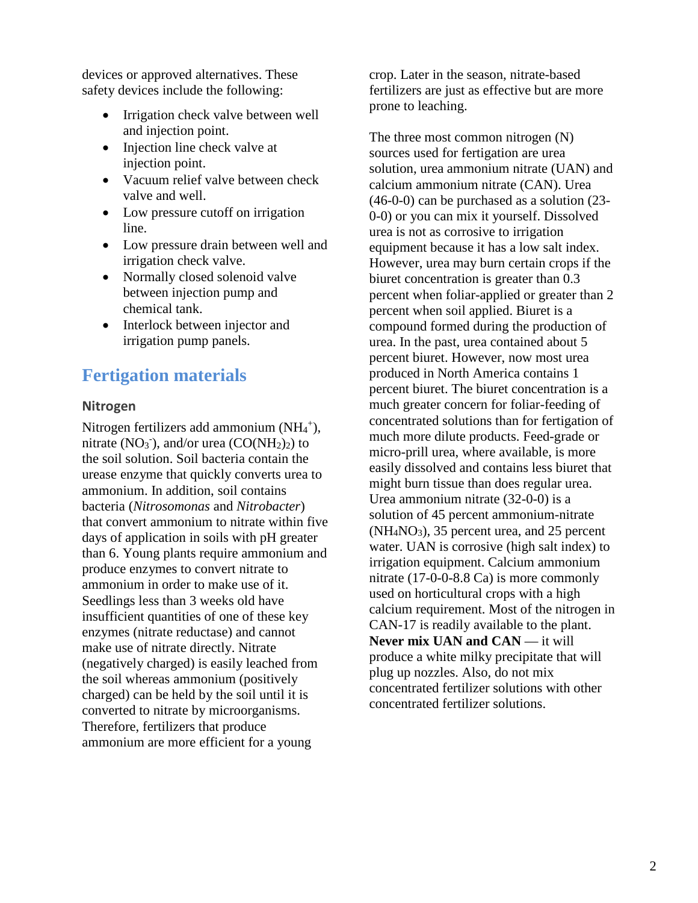devices or approved alternatives. These safety devices include the following:

- Irrigation check valve between well and injection point.
- Injection line check valve at injection point.
- Vacuum relief valve between check valve and well.
- Low pressure cutoff on irrigation line.
- Low pressure drain between well and irrigation check valve.
- Normally closed solenoid valve between injection pump and chemical tank.
- Interlock between injector and irrigation pump panels.

## Fertigation materials

### Nitrogen

Nitrogen fertilizers add ammonium ($NH_4^+$), nitrate ($NO_3^-$), and/or urea ($CO(NH_2)_2$) to the soil solution. Soil bacteria contain the urease enzyme that quickly converts urea to ammonium. In addition, soil contains bacteria (*Nitrosomonas* and *Nitrobacter*) that convert ammonium to nitrate within five days of application in soils with pH greater than 6. Young plants require ammonium and produce enzymes to convert nitrate to ammonium in order to make use of it. Seedlings less than 3 weeks old have insufficient quantities of one of these key enzymes (nitrate reductase) and cannot make use of nitrate directly. Nitrate (negatively charged) is easily leached from the soil whereas ammonium (positively charged) can be held by the soil until it is converted to nitrate by microorganisms. Therefore, fertilizers that produce ammonium are more efficient for a young crop. Later in the season, nitrate-based fertilizers are just as effective but are more prone to leaching.

The three most common nitrogen (N) sources used for fertigation are urea solution, urea ammonium nitrate (UAN) and calcium ammonium nitrate (CAN). Urea (46-0-0) can be purchased as a solution (23-0-0) or you can mix it yourself. Dissolved urea is not as corrosive to irrigation equipment because it has a low salt index. However, urea may burn certain crops if the biuret concentration is greater than 0.3 percent when foliar-applied or greater than 2 percent when soil applied. Biuret is a compound formed during the production of urea. In the past, urea contained about 5 percent biuret. However, now most urea produced in North America contains 1 percent biuret. The biuret concentration is a much greater concern for foliar-feeding of concentrated solutions than for fertigation of much more dilute products. Feed-grade or micro-prill urea, where available, is more easily dissolved and contains less biuret that might burn tissue than does regular urea. Urea ammonium nitrate (32-0-0) is a solution of 45 percent ammonium-nitrate ($NH_4NO_3$), 35 percent urea, and 25 percent water. UAN is corrosive (high salt index) to irrigation equipment. Calcium ammonium nitrate (17-0-0-8.8 Ca) is more commonly used on horticultural crops with a high calcium requirement. Most of the nitrogen in CAN-17 is readily available to the plant. **Never mix UAN and CAN** — it will produce a white milky precipitate that will plug up nozzles. Also, do not mix concentrated fertilizer solutions with other concentrated fertilizer solutions.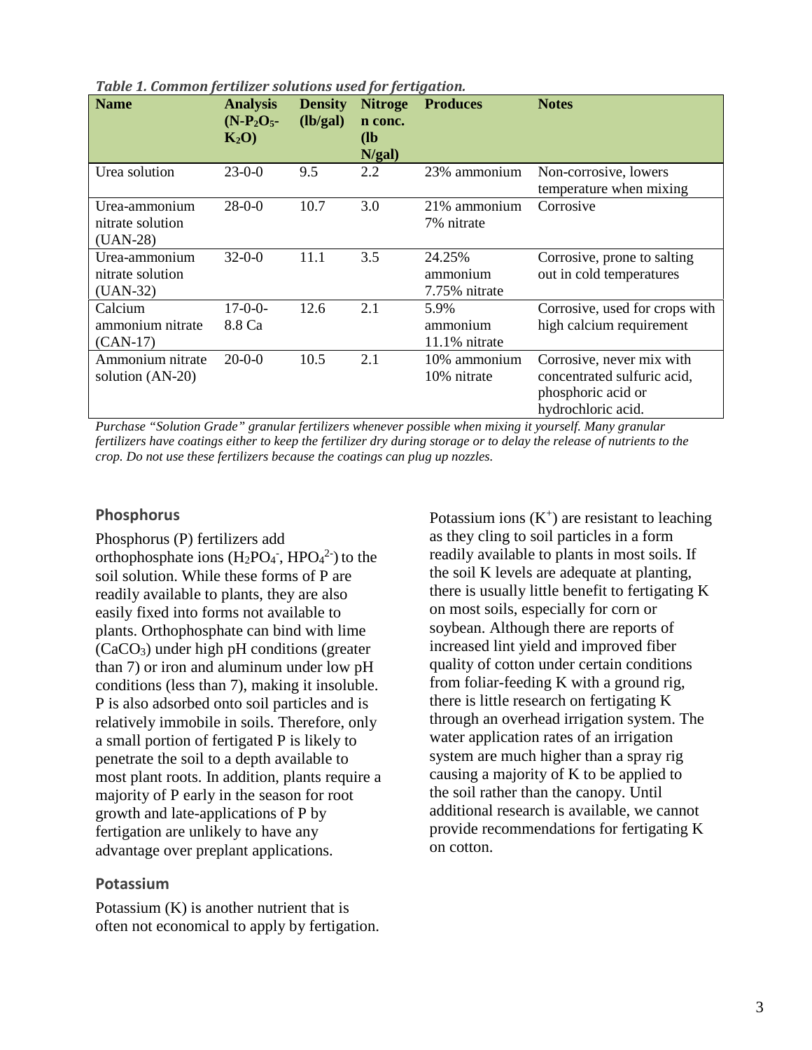*Table 1. Common fertilizer solutions used for fertigation.*

| Name | Analysis ($N$-$P_2O_5$-$K_2O$) | Density (lb/gal) | Nitrogen conc. (lb N/gal) | Produces | Notes |
|---|---|---|---|---|---|
| Urea solution | 23-0-0 | 9.5 | 2.2 | 23% ammonium | Non-corrosive, lowers temperature when mixing |
| Urea-ammonium nitrate solution (UAN-28) | 28-0-0 | 10.7 | 3.0 | 21% ammonium 7% nitrate | Corrosive |
| Urea-ammonium nitrate solution (UAN-32) | 32-0-0 | 11.1 | 3.5 | 24.25% ammonium 7.75% nitrate | Corrosive, prone to salting out in cold temperatures |
| Calcium ammonium nitrate (CAN-17) | 17-0-0-8.8 Ca | 12.6 | 2.1 | 5.9% ammonium 11.1% nitrate | Corrosive, used for crops with high calcium requirement |
| Ammonium nitrate solution (AN-20) | 20-0-0 | 10.5 | 2.1 | 10% ammonium 10% nitrate | Corrosive, never mix with concentrated sulfuric acid, phosphoric acid or hydrochloric acid. |

*Purchase "Solution Grade" granular fertilizers whenever possible when mixing it yourself. Many granular fertilizers have coatings either to keep the fertilizer dry during storage or to delay the release of nutrients to the crop. Do not use these fertilizers because the coatings can plug up nozzles.*

## Phosphorus

Phosphorus (P) fertilizers add orthophosphate ions ($H_2PO_4^-$, $HPO_4^{2-}$) to the soil solution. While these forms of P are readily available to plants, they are also easily fixed into forms not available to plants. Orthophosphate can bind with lime ($CaCO_3$) under high pH conditions (greater than 7) or iron and aluminum under low pH conditions (less than 7), making it insoluble. P is also adsorbed onto soil particles and is relatively immobile in soils. Therefore, only a small portion of fertigated P is likely to penetrate the soil to a depth available to most plant roots. In addition, plants require a majority of P early in the season for root growth and late-applications of P by fertigation are unlikely to have any advantage over preplant applications.

## Potassium

Potassium (K) is another nutrient that is often not economical to apply by fertigation. Potassium ions ($K^+$) are resistant to leaching as they cling to soil particles in a form readily available to plants in most soils. If the soil K levels are adequate at planting, there is usually little benefit to fertigating K on most soils, especially for corn or soybean. Although there are reports of increased lint yield and improved fiber quality of cotton under certain conditions from foliar-feeding K with a ground rig, there is little research on fertigating K through an overhead irrigation system. The water application rates of an irrigation system are much higher than a spray rig causing a majority of K to be applied to the soil rather than the canopy. Until additional research is available, we cannot provide recommendations for fertigating K on cotton.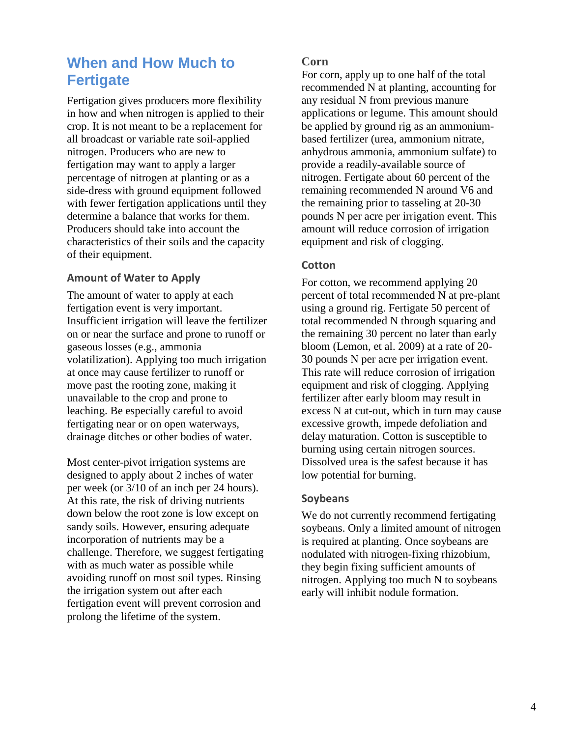## When and How Much to Fertigate

Fertigation gives producers more flexibility in how and when nitrogen is applied to their crop. It is not meant to be a replacement for all broadcast or variable rate soil-applied nitrogen. Producers who are new to fertigation may want to apply a larger percentage of nitrogen at planting or as a side-dress with ground equipment followed with fewer fertigation applications until they determine a balance that works for them. Producers should take into account the characteristics of their soils and the capacity of their equipment.

### Amount of Water to Apply

The amount of water to apply at each fertigation event is very important. Insufficient irrigation will leave the fertilizer on or near the surface and prone to runoff or gaseous losses (e.g., ammonia volatilization). Applying too much irrigation at once may cause fertilizer to runoff or move past the rooting zone, making it unavailable to the crop and prone to leaching. Be especially careful to avoid fertigating near or on open waterways, drainage ditches or other bodies of water.

Most center-pivot irrigation systems are designed to apply about 2 inches of water per week (or 3/10 of an inch per 24 hours). At this rate, the risk of driving nutrients down below the root zone is low except on sandy soils. However, ensuring adequate incorporation of nutrients may be a challenge. Therefore, we suggest fertigating with as much water as possible while avoiding runoff on most soil types. Rinsing the irrigation system out after each fertigation event will prevent corrosion and prolong the lifetime of the system.

### Corn

For corn, apply up to one half of the total recommended N at planting, accounting for any residual N from previous manure applications or legume. This amount should be applied by ground rig as an ammonium-based fertilizer (urea, ammonium nitrate, anhydrous ammonia, ammonium sulfate) to provide a readily-available source of nitrogen. Fertigate about 60 percent of the remaining recommended N around V6 and the remaining prior to tasseling at 20-30 pounds N per acre per irrigation event. This amount will reduce corrosion of irrigation equipment and risk of clogging.

### Cotton

For cotton, we recommend applying 20 percent of total recommended N at pre-plant using a ground rig. Fertigate 50 percent of total recommended N through squaring and the remaining 30 percent no later than early bloom (Lemon, et al. 2009) at a rate of 20-30 pounds N per acre per irrigation event. This rate will reduce corrosion of irrigation equipment and risk of clogging. Applying fertilizer after early bloom may result in excess N at cut-out, which in turn may cause excessive growth, impede defoliation and delay maturation. Cotton is susceptible to burning using certain nitrogen sources. Dissolved urea is the safest because it has low potential for burning.

### Soybeans

We do not currently recommend fertigating soybeans. Only a limited amount of nitrogen is required at planting. Once soybeans are nodulated with nitrogen-fixing rhizobium, they begin fixing sufficient amounts of nitrogen. Applying too much N to soybeans early will inhibit nodule formation.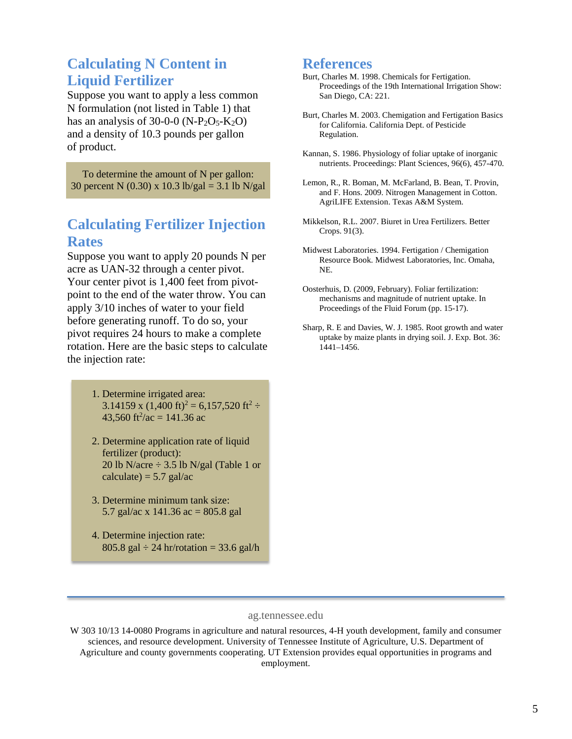## Calculating N Content in Liquid Fertilizer

Suppose you want to apply a less common N formulation (not listed in Table 1) that has an analysis of 30-0-0 ($N$-$P_2O_5$-$K_2O$) and a density of 10.3 pounds per gallon of product.

> To determine the amount of N per gallon:
> 30 percent N (0.30) x 10.3 lb/gal = 3.1 lb N/gal

## Calculating Fertilizer Injection Rates

Suppose you want to apply 20 pounds N per acre as UAN-32 through a center pivot. Your center pivot is 1,400 feet from pivot-point to the end of the water throw. You can apply 3/10 inches of water to your field before generating runoff. To do so, your pivot requires 24 hours to make a complete rotation. Here are the basic steps to calculate the injection rate:

1. Determine irrigated area:
   3.14159 x $(1,400 \text{ ft})^2$ = 6,157,520 $\text{ft}^2$ ÷ 43,560 $\text{ft}^2$/ac = 141.36 ac

2. Determine application rate of liquid fertilizer (product):
   20 lb N/acre ÷ 3.5 lb N/gal (Table 1 or calculate) = 5.7 gal/ac

3. Determine minimum tank size:
   5.7 gal/ac x 141.36 ac = 805.8 gal

4. Determine injection rate:
   805.8 gal ÷ 24 hr/rotation = 33.6 gal/h

## References

Burt, Charles M. 1998. Chemicals for Fertigation. Proceedings of the 19th International Irrigation Show: San Diego, CA: 221.

Burt, Charles M. 2003. Chemigation and Fertigation Basics for California. California Dept. of Pesticide Regulation.

Kannan, S. 1986. Physiology of foliar uptake of inorganic nutrients. Proceedings: Plant Sciences, 96(6), 457-470.

Lemon, R., R. Boman, M. McFarland, B. Bean, T. Provin, and F. Hons. 2009. Nitrogen Management in Cotton. AgriLIFE Extension. Texas A&M System.

Mikkelson, R.L. 2007. Biuret in Urea Fertilizers. Better Crops. 91(3).

Midwest Laboratories. 1994. Fertigation / Chemigation Resource Book. Midwest Laboratories, Inc. Omaha, NE.

Oosterhuis, D. (2009, February). Foliar fertilization: mechanisms and magnitude of nutrient uptake. In Proceedings of the Fluid Forum (pp. 15-17).

Sharp, R. E and Davies, W. J. 1985. Root growth and water uptake by maize plants in drying soil. J. Exp. Bot. 36: 1441–1456.

ag.tennessee.edu

W 303 10/13 14-0080 Programs in agriculture and natural resources, 4-H youth development, family and consumer sciences, and resource development. University of Tennessee Institute of Agriculture, U.S. Department of Agriculture and county governments cooperating. UT Extension provides equal opportunities in programs and employment.